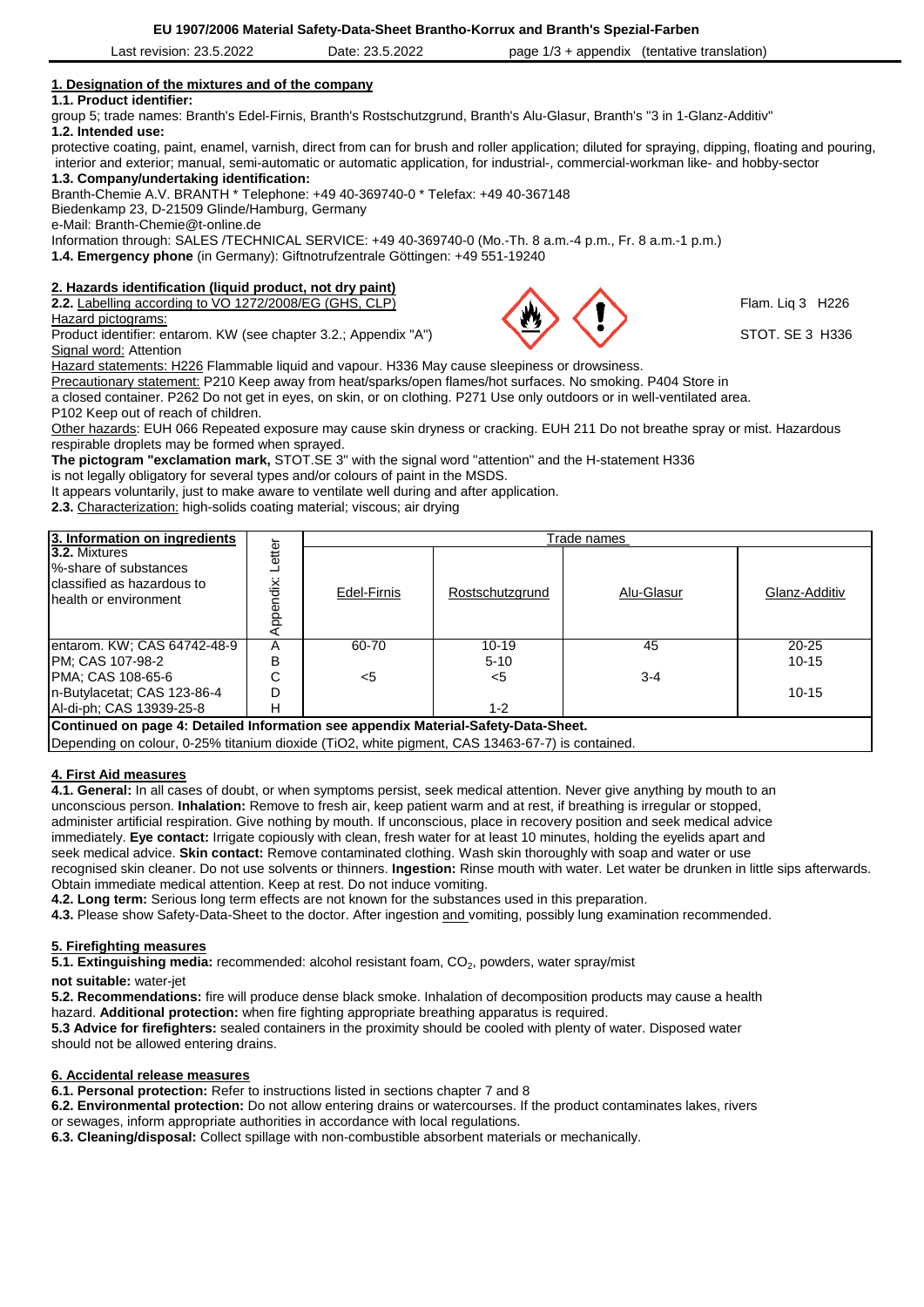# EU 1907/2006 Material Safety-Data-Sheet Brantho-Korrux and Branth's Spezial-Farben

Last revision: 23.5.2022 Date: 23.5.2022 page 1/3 + appendix (tentative translation)

## 1. Designation of the mixtures and of the company

**1.1. Product identifier:**

group 5; trade names: Branth's Edel-Firnis, Branth's Rostschutzgrund, Branth's Alu-Glasur, Branth's "3 in 1-Glanz-Additiv"

**1.2. Intended use:**

protective coating, paint, enamel, varnish, direct from can for brush and roller application; diluted for spraying, dipping, floating and pouring, interior and exterior; manual, semi-automatic or automatic application, for industrial-, commercial-workman like- and hobby-sector

**1.3. Company/undertaking identification:**

Branth-Chemie A.V. BRANTH * Telephone: +49 40-369740-0 * Telefax: +49 40-367148
Biedenkamp 23, D-21509 Glinde/Hamburg, Germany
e-Mail: Branth-Chemie@t-online.de
Information through: SALES /TECHNICAL SERVICE: +49 40-369740-0 (Mo.-Th. 8 a.m.-4 p.m., Fr. 8 a.m.-1 p.m.)

**1.4. Emergency phone** (in Germany): Giftnotrufzentrale Göttingen: +49 551-19240

## 2. Hazards identification (liquid product, not dry paint)

**2.2.** Labelling according to VO 1272/2008/EG (GHS, CLP)

Hazard pictograms: Flam. Liq 3 H226

Product identifier: entarom. KW (see chapter 3.2.; Appendix "A") STOT. SE 3 H336

Signal word: Attention

Hazard statements: H226 Flammable liquid and vapour. H336 May cause sleepiness or drowsiness.

Precautionary statement: P210 Keep away from heat/sparks/open flames/hot surfaces. No smoking. P404 Store in a closed container. P262 Do not get in eyes, on skin, or on clothing. P271 Use only outdoors or in well-ventilated area. P102 Keep out of reach of children.

Other hazards: EUH 066 Repeated exposure may cause skin dryness or cracking. EUH 211 Do not breathe spray or mist. Hazardous respirable droplets may be formed when sprayed.

**The pictogram "exclamation mark,** STOT.SE 3" with the signal word "attention" and the H-statement H336 is not legally obligatory for several types and/or colours of paint in the MSDS.
It appears voluntarily, just to make aware to ventilate well during and after application.

**2.3.** Characterization: high-solids coating material; viscous; air drying

| 3. Information on ingredients | Appendix: Letter | Trade names | | | |
|---|---|---|---|---|---|
| 3.2. Mixtures %-share of substances classified as hazardous to health or environment | | Edel-Firnis | Rostschutzgrund | Alu-Glasur | Glanz-Additiv |
| entarom. KW; CAS 64742-48-9 | A | 60-70 | 10-19 | 45 | 20-25 |
| PM; CAS 107-98-2 | B | | 5-10 | | 10-15 |
| PMA; CAS 108-65-6 | C | <5 | <5 | 3-4 | |
| n-Butylacetat; CAS 123-86-4 | D | | | | 10-15 |
| Al-di-ph; CAS 13939-25-8 | H | | 1-2 | | |

**Continued on page 4: Detailed Information see appendix Material-Safety-Data-Sheet.**

Depending on colour, 0-25% titanium dioxide ($TiO_2$, white pigment, CAS 13463-67-7) is contained.

## 4. First Aid measures

**4.1. General:** In all cases of doubt, or when symptoms persist, seek medical attention. Never give anything by mouth to an unconscious person. **Inhalation:** Remove to fresh air, keep patient warm and at rest, if breathing is irregular or stopped, administer artificial respiration. Give nothing by mouth. If unconscious, place in recovery position and seek medical advice immediately. **Eye contact:** Irrigate copiously with clean, fresh water for at least 10 minutes, holding the eyelids apart and seek medical advice. **Skin contact:** Remove contaminated clothing. Wash skin thoroughly with soap and water or use recognised skin cleaner. Do not use solvents or thinners. **Ingestion:** Rinse mouth with water. Let water be drunken in little sips afterwards. Obtain immediate medical attention. Keep at rest. Do not induce vomiting.

**4.2. Long term:** Serious long term effects are not known for the substances used in this preparation.

**4.3.** Please show Safety-Data-Sheet to the doctor. After ingestion and vomiting, possibly lung examination recommended.

## 5. Firefighting measures

**5.1. Extinguishing media:** recommended: alcohol resistant foam, $CO_2$, powders, water spray/mist

**not suitable:** water-jet

**5.2. Recommendations:** fire will produce dense black smoke. Inhalation of decomposition products may cause a health hazard. **Additional protection:** when fire fighting appropriate breathing apparatus is required.

**5.3 Advice for firefighters:** sealed containers in the proximity should be cooled with plenty of water. Disposed water should not be allowed entering drains.

## 6. Accidental release measures

**6.1. Personal protection:** Refer to instructions listed in sections chapter 7 and 8

**6.2. Environmental protection:** Do not allow entering drains or watercourses. If the product contaminates lakes, rivers or sewages, inform appropriate authorities in accordance with local regulations.

**6.3. Cleaning/disposal:** Collect spillage with non-combustible absorbent materials or mechanically.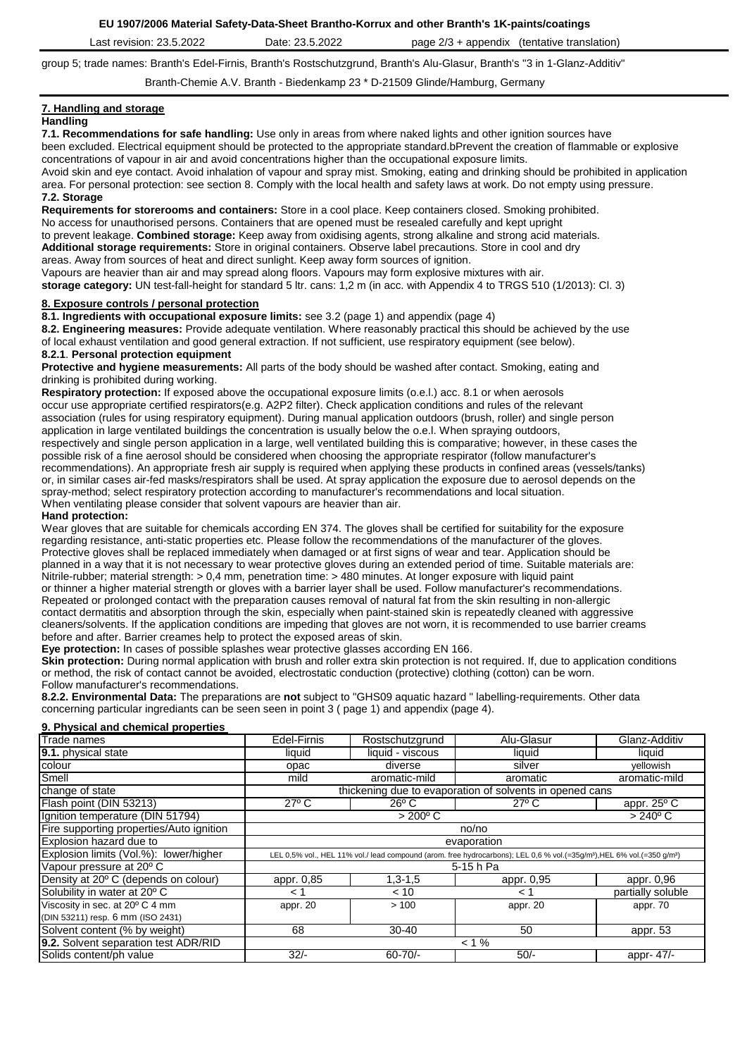group 5; trade names: Branth's Edel-Firnis, Branth's Rostschutzgrund, Branth's Alu-Glasur, Branth's "3 in 1-Glanz-Additiv"

Branth-Chemie A.V. Branth - Biedenkamp 23 * D-21509 Glinde/Hamburg, Germany

## 7. Handling and storage

### Handling

**7.1. Recommendations for safe handling:** Use only in areas from where naked lights and other ignition sources have been excluded. Electrical equipment should be protected to the appropriate standard.bPrevent the creation of flammable or explosive concentrations of vapour in air and avoid concentrations higher than the occupational exposure limits.
Avoid skin and eye contact. Avoid inhalation of vapour and spray mist. Smoking, eating and drinking should be prohibited in application area. For personal protection: see section 8. Comply with the local health and safety laws at work. Do not empty using pressure.

### 7.2. Storage

**Requirements for storerooms and containers:** Store in a cool place. Keep containers closed. Smoking prohibited.
No access for unauthorised persons. Containers that are opened must be resealed carefully and kept upright to prevent leakage. **Combined storage:** Keep away from oxidising agents, strong alkaline and strong acid materials.
**Additional storage requirements:** Store in original containers. Observe label precautions. Store in cool and dry areas. Away from sources of heat and direct sunlight. Keep away form sources of ignition.
Vapours are heavier than air and may spread along floors. Vapours may form explosive mixtures with air.
**storage category:** UN test-fall-height for standard 5 ltr. cans: 1,2 m (in acc. with Appendix 4 to TRGS 510 (1/2013): Cl. 3)

## 8. Exposure controls / personal protection

**8.1. Ingredients with occupational exposure limits:** see 3.2 (page 1) and appendix (page 4)
**8.2. Engineering measures:** Provide adequate ventilation. Where reasonably practical this should be achieved by the use of local exhaust ventilation and good general extraction. If not sufficient, use respiratory equipment (see below).

### 8.2.1. Personal protection equipment

**Protective and hygiene measurements:** All parts of the body should be washed after contact. Smoking, eating and drinking is prohibited during working.
**Respiratory protection:** If exposed above the occupational exposure limits (o.e.l.) acc. 8.1 or when aerosols occur use appropriate certified respirators(e.g. A2P2 filter). Check application conditions and rules of the relevant association (rules for using respiratory equipment). During manual application outdoors (brush, roller) and single person application in large ventilated buildings the concentration is usually below the o.e.l. When spraying outdoors, respectively and single person application in a large, well ventilated building this is comparative; however, in these cases the possible risk of a fine aerosol should be considered when choosing the appropriate respirator (follow manufacturer's recommendations). An appropriate fresh air supply is required when applying these products in confined areas (vessels/tanks) or, in similar cases air-fed masks/respirators shall be used. At spray application the exposure due to aerosol depends on the spray-method; select respiratory protection according to manufacturer's recommendations and local situation.
When ventilating please consider that solvent vapours are heavier than air.

**Hand protection:**
Wear gloves that are suitable for chemicals according EN 374. The gloves shall be certified for suitability for the exposure regarding resistance, anti-static properties etc. Please follow the recommendations of the manufacturer of the gloves. Protective gloves shall be replaced immediately when damaged or at first signs of wear and tear. Application should be planned in a way that it is not necessary to wear protective gloves during an extended period of time. Suitable materials are: Nitrile-rubber; material strength: > 0,4 mm, penetration time: > 480 minutes. At longer exposure with liquid paint or thinner a higher material strength or gloves with a barrier layer shall be used. Follow manufacturer's recommendations. Repeated or prolonged contact with the preparation causes removal of natural fat from the skin resulting in non-allergic contact dermatitis and absorption through the skin, especially when paint-stained skin is repeatedly cleaned with aggressive cleaners/solvents. If the application conditions are impeding that gloves are not worn, it is recommended to use barrier creams before and after. Barrier creames help to protect the exposed areas of skin.
**Eye protection:** In cases of possible splashes wear protective glasses according EN 166.
**Skin protection:** During normal application with brush and roller extra skin protection is not required. If, due to application conditions or method, the risk of contact cannot be avoided, electrostatic conduction (protective) clothing (cotton) can be worn.
Follow manufacturer's recommendations.
**8.2.2. Environmental Data:** The preparations are **not** subject to "GHS09 aquatic hazard " labelling-requirements. Other data concerning particular ingrediants can be seen seen in point 3 ( page 1) and appendix (page 4).

## 9. Physical and chemical properties

| Trade names | Edel-Firnis | Rostschutzgrund | Alu-Glasur | Glanz-Additiv |
|---|---|---|---|---|
| **9.1.** physical state | liquid | liquid - viscous | liquid | liquid |
| colour | opac | diverse | silver | yellowish |
| Smell | mild | aromatic-mild | aromatic | aromatic-mild |
| change of state | thickening due to evaporation of solvents in opened cans | | | |
| Flash point (DIN 53213) | 27º C | 26º C | 27º C | appr. 25º C |
| Ignition temperature (DIN 51794) | > 200º C | | | > 240º C |
| Fire supporting properties/Auto ignition | no/no | | | |
| Explosion hazard due to | evaporation | | | |
| Explosion limits (Vol.%): lower/higher | LEL 0,5% vol., HEL 11% vol./ lead compound (arom. free hydrocarbons); LEL 0,6 % vol.(=35g/m³),HEL 6% vol.(=350 g/m³) | | | |
| Vapour pressure at 20º C | 5-15 h Pa | | | |
| Density at 20º C (depends on colour) | appr. 0,85 | 1,3-1,5 | appr. 0,95 | appr. 0,96 |
| Solubility in water at 20º C | < 1 | < 10 | < 1 | partially soluble |
| Viscosity in sec. at 20º C 4 mm (DIN 53211) resp. 6 mm (ISO 2431) | appr. 20 | > 100 | appr. 20 | appr. 70 |
| Solvent content (% by weight) | 68 | 30-40 | 50 | appr. 53 |
| **9.2.** Solvent separation test ADR/RID | < 1 % | | | |
| Solids content/ph value | 32/- | 60-70/- | 50/- | appr- 47/- |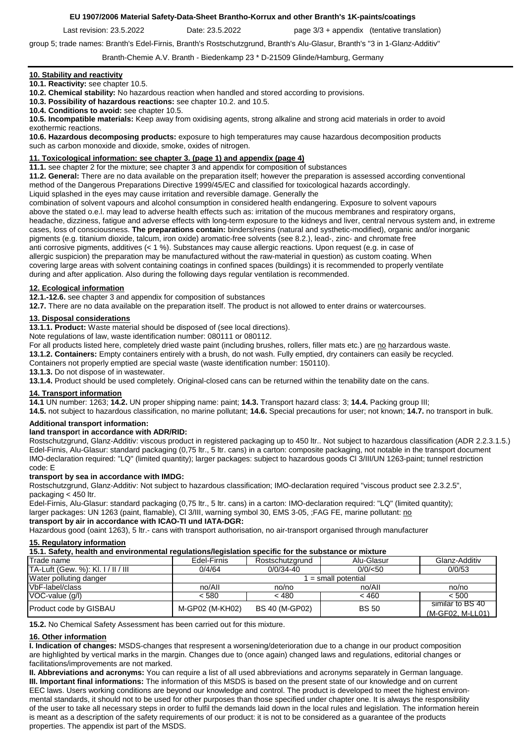## 10. Stability and reactivity

**10.1. Reactivity:** see chapter 10.5.

**10.2. Chemical stability:** No hazardous reaction when handled and stored according to provisions.

**10.3. Possibility of hazardous reactions:** see chapter 10.2. and 10.5.

**10.4. Conditions to avoid:** see chapter 10.5.

**10.5. Incompatible materials:** Keep away from oxidising agents, strong alkaline and strong acid materials in order to avoid exothermic reactions.

**10.6. Hazardous decomposing products:** exposure to high temperatures may cause hazardous decomposition products such as carbon monoxide and dioxide, smoke, oxides of nitrogen.

## 11. Toxicological information: see chapter 3. (page 1) and appendix (page 4)

**11.1.** see chapter 2 for the mixture; see chapter 3 and appendix for composition of substances

**11.2. General:** There are no data available on the preparation itself; however the preparation is assessed according conventional method of the Dangerous Preparations Directive 1999/45/EC and classified for toxicological hazards accordingly. Liquid splashed in the eyes may cause irritation and reversible damage. Generally the combination of solvent vapours and alcohol consumption in considered health endangering. Exposure to solvent vapours above the stated o.e.l. may lead to adverse health effects such as: irritation of the mucous membranes and respiratory organs, headache, dizziness, fatigue and adverse effects with long-term exposure to the kidneys and liver, central nervous system and, in extreme cases, loss of consciousness. **The preparations contain:** binders/resins (natural and systhetic-modified), organic and/or inorganic pigments (e.g. titanium dioxide, talcum, iron oxide) aromatic-free solvents (see 8.2.), lead-, zinc- and chromate free anti corrosive pigments, additives (< 1 %). Substances may cause allergic reactions. Upon request (e.g. in case of allergic suspicion) the preparation may be manufactured without the raw-material in question) as custom coating. When covering large areas with solvent containing coatings in confined spaces (buildings) it is recommended to properly ventilate during and after application. Also during the following days regular ventilation is recommended.

## 12. Ecological information

**12.1.-12.6.** see chapter 3 and appendix for composition of substances

**12.7.** There are no data available on the preparation itself. The product is not allowed to enter drains or watercourses.

## 13. Disposal considerations

**13.1.1. Product:** Waste material should be disposed of (see local directions).

Note regulations of law, waste identification number: 080111 or 080112.

For all products listed here, completely dried waste paint (including brushes, rollers, filler mats etc.) are no harzardous waste.

**13.1.2. Containers:** Empty containers entirely with a brush, do not wash. Fully emptied, dry containers can easily be recycled. Containers not properly emptied are special waste (waste identification number: 150110).

**13.1.3.** Do not dispose of in wastewater.

**13.1.4.** Product should be used completely. Original-closed cans can be returned within the tenability date on the cans.

## 14. Transport information

**14.1** UN number: 1263; **14.2.** UN proper shipping name: paint; **14.3.** Transport hazard class: 3; **14.4.** Packing group III;

**14.5.** not subject to hazardous classification, no marine pollutant; **14.6.** Special precautions for user; not known; **14.7.** no transport in bulk.

### Additional transport information:

**land transport in accordance with ADR/RID:**

Rostschutzgrund, Glanz-Additiv: viscous product in registered packaging up to 450 ltr.. Not subject to hazardous classification (ADR 2.2.3.1.5.)

Edel-Firnis, Alu-Glasur: standard packaging (0,75 ltr., 5 ltr. cans) in a carton: composite packaging, not notable in the transport document IMO-declaration required: "LQ" (limited quantity); larger packages: subject to hazardous goods Cl 3/III/UN 1263-paint; tunnel restriction code: E

**transport by sea in accordance with IMDG:**

Rostschutzgrund, Glanz-Additiv: Not subject to hazardous classification; IMO-declaration required "viscous product see 2.3.2.5", packaging < 450 ltr.

Edel-Firnis, Alu-Glasur: standard packaging (0,75 ltr., 5 ltr. cans) in a carton: IMO-declaration required: "LQ" (limited quantity); larger packages: UN 1263 (paint, flamable), Cl 3/III, warning symbol 30, EMS 3-05, ;FAG FE, marine pollutant: no

**transport by air in accordance with ICAO-TI und IATA-DGR:**

Hazardous good (oaint 1263), 5 ltr.- cans with transport authorisation, no air-transport organised through manufacturer

## 15. Regulatory information

**15.1. Safety, health and environmental regulations/legislation specific for the substance or mixture**

| Trade name | Edel-Firnis | Rostschutzgrund | Alu-Glasur | Glanz-Additiv |
|---|---|---|---|---|
| TA-Luft (Gew. %): Kl. I / II / III | 0/4/64 | 0/0/34-40 | 0/0/<50 | 0/0/53 |
| Water polluting danger | 1 = small potential | | | |
| VbF-label/class | no/AII | no/no | no/AII | no/no |
| VOC-value (g/l) | < 580 | < 480 | < 460 | < 500 |
| Product code by GISBAU | M-GP02 (M-KH02) | BS 40 (M-GP02) | BS 50 | similar to BS 40 (M-GF02, M-LL01) |

**15.2.** No Chemical Safety Assessment has been carried out for this mixture.

## 16. Other information

**I. Indication of changes:** MSDS-changes that respresent a worsening/deterioration due to a change in our product composition are highlighted by vertical marks in the margin. Changes due to (once again) changed laws and regulations, editorial changes or facilitations/improvements are not marked.

**II. Abbreviations and acronyms:** You can require a list of all used abbreviations and acronyms separately in German language.

**III. Important final informations:** The information of this MSDS is based on the present state of our knowledge and on current EEC laws. Users working conditions are beyond our knowledge and control. The product is developed to meet the highest environmental standards, it should not to be used for other purposes than those specified under chapter one. It is always the responsibility of the user to take all necessary steps in order to fulfil the demands laid down in the local rules and legislation. The information herein is meant as a description of the safety requirements of our product: it is not to be considered as a guarantee of the products properties. The appendix ist part of the MSDS.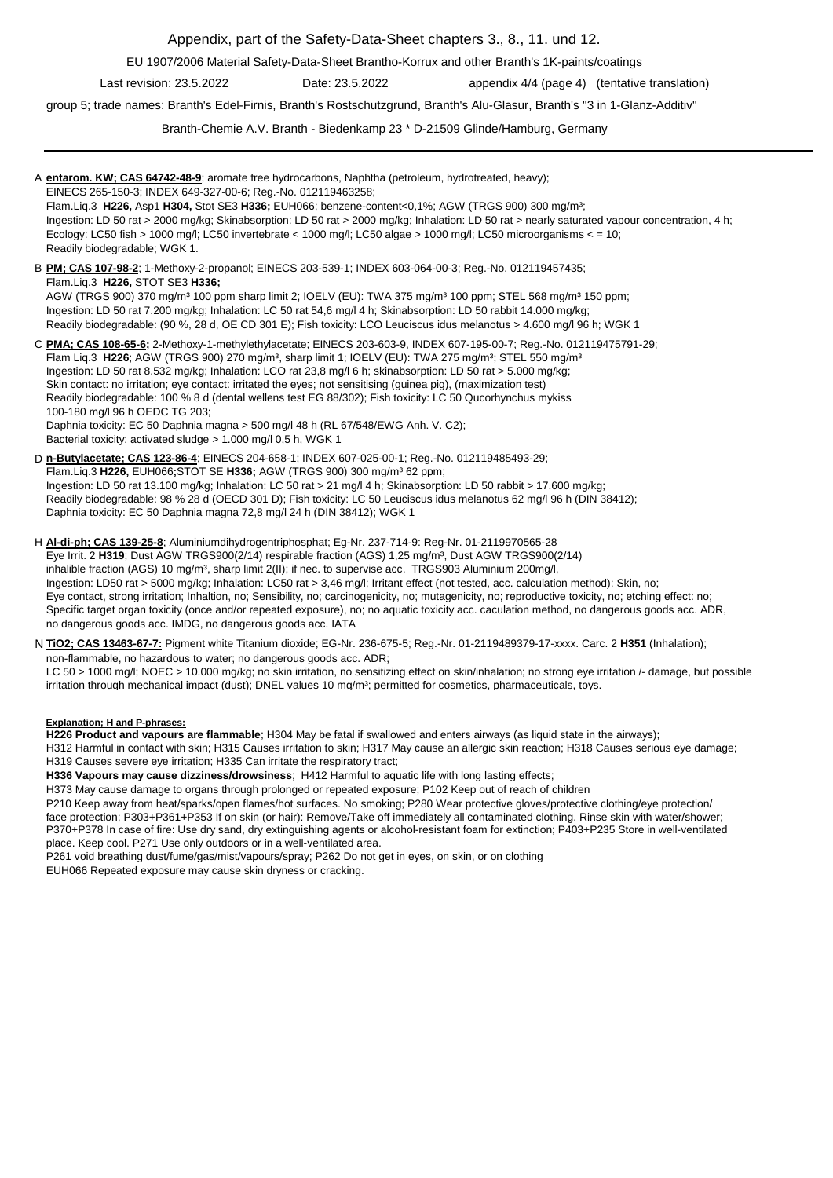Appendix, part of the Safety-Data-Sheet chapters 3., 8., 11. und 12.

EU 1907/2006 Material Safety-Data-Sheet Brantho-Korrux and other Branth's 1K-paints/coatings

Last revision: 23.5.2022 Date: 23.5.2022 appendix 4/4 (page 4) (tentative translation)

group 5; trade names: Branth's Edel-Firnis, Branth's Rostschutzgrund, Branth's Alu-Glasur, Branth's "3 in 1-Glanz-Additiv"

Branth-Chemie A.V. Branth - Biedenkamp 23 * D-21509 Glinde/Hamburg, Germany

---

A **entarom. KW; CAS 64742-48-9**; aromate free hydrocarbons, Naphtha (petroleum, hydrotreated, heavy);
EINECS 265-150-3; INDEX 649-327-00-6; Reg.-No. 012119463258;
Flam.Liq.3 **H226,** Asp1 **H304,** Stot SE3 **H336;** EUH066; benzene-content<0,1%; AGW (TRGS 900) 300 mg/m³;
Ingestion: LD 50 rat > 2000 mg/kg; Skinabsorption: LD 50 rat > 2000 mg/kg; Inhalation: LD 50 rat > nearly saturated vapour concentration, 4 h;
Ecology: LC50 fish > 1000 mg/l; LC50 invertebrate < 1000 mg/l; LC50 algae > 1000 mg/l; LC50 microorganisms < = 10;
Readily biodegradable; WGK 1.

B **PM; CAS 107-98-2**; 1-Methoxy-2-propanol; EINECS 203-539-1; INDEX 603-064-00-3; Reg.-No. 012119457435;
Flam.Liq.3 **H226,** STOT SE3 **H336;**
AGW (TRGS 900) 370 mg/m³ 100 ppm sharp limit 2; IOELV (EU): TWA 375 mg/m³ 100 ppm; STEL 568 mg/m³ 150 ppm;
Ingestion: LD 50 rat 7.200 mg/kg; Inhalation: LC 50 rat 54,6 mg/l 4 h; Skinabsorption: LD 50 rabbit 14.000 mg/kg;
Readily biodegradable: (90 %, 28 d, OE CD 301 E); Fish toxicity: LCO Leuciscus idus melanotus > 4.600 mg/l 96 h; WGK 1

C **PMA; CAS 108-65-6;** 2-Methoxy-1-methylethylacetate; EINECS 203-603-9, INDEX 607-195-00-7; Reg.-No. 012119475791-29;
Flam Liq.3 **H226**; AGW (TRGS 900) 270 mg/m³, sharp limit 1; IOELV (EU): TWA 275 mg/m³; STEL 550 mg/m³
Ingestion: LD 50 rat 8.532 mg/kg; Inhalation: LCO rat 23,8 mg/l 6 h; skinabsorption: LD 50 rat > 5.000 mg/kg;
Skin contact: no irritation; eye contact: irritated the eyes; not sensitising (guinea pig), (maximization test)
Readily biodegradable: 100 % 8 d (dental wellens test EG 88/302); Fish toxicity: LC 50 Qucorhynchus mykiss
100-180 mg/l 96 h OEDC TG 203;
Daphnia toxicity: EC 50 Daphnia magna > 500 mg/l 48 h (RL 67/548/EWG Anh. V. C2);
Bacterial toxicity: activated sludge > 1.000 mg/l 0,5 h, WGK 1

D **n-Butylacetate; CAS 123-86-4**; EINECS 204-658-1; INDEX 607-025-00-1; Reg.-No. 012119485493-29;
Flam.Liq.3 **H226,** EUH066**;**STOT SE **H336;** AGW (TRGS 900) 300 mg/m³ 62 ppm;
Ingestion: LD 50 rat 13.100 mg/kg; Inhalation: LC 50 rat > 21 mg/l 4 h; Skinabsorption: LD 50 rabbit > 17.600 mg/kg;
Readily biodegradable: 98 % 28 d (OECD 301 D); Fish toxicity: LC 50 Leuciscus idus melanotus 62 mg/l 96 h (DIN 38412);
Daphnia toxicity: EC 50 Daphnia magna 72,8 mg/l 24 h (DIN 38412); WGK 1

H **Al-di-ph; CAS 139-25-8**; Aluminiumdihydrogentriphosphat; Eg-Nr. 237-714-9: Reg-Nr. 01-2119970565-28
Eye Irrit. 2 **H319**; Dust AGW TRGS900(2/14) respirable fraction (AGS) 1,25 mg/m³, Dust AGW TRGS900(2/14)
inhalible fraction (AGS) 10 mg/m³, sharp limit 2(II); if nec. to supervise acc. TRGS903 Aluminium 200mg/l,
Ingestion: LD50 rat > 5000 mg/kg; Inhalation: LC50 rat > 3,46 mg/l; Irritant effect (not tested, acc. calculation method): Skin, no;
Eye contact, strong irritation; Inhaltion, no; Sensibility, no; carcinogenicity, no; mutagenicity, no; reproductive toxicity, no; etching effect: no;
Specific target organ toxicity (once and/or repeated exposure), no; no aquatic toxicity acc. caculation method, no dangerous goods acc. ADR,
no dangerous goods acc. IMDG, no dangerous goods acc. IATA

N **TiO2; CAS 13463-67-7:** Pigment white Titanium dioxide; EG-Nr. 236-675-5; Reg.-Nr. 01-2119489379-17-xxxx. Carc. 2 **H351** (Inhalation);
non-flammable, no hazardous to water; no dangerous goods acc. ADR;
LC 50 > 1000 mg/l; NOEC > 10.000 mg/kg; no skin irritation, no sensitizing effect on skin/inhalation; no strong eye irritation /- damage, but possible irritation through mechanical impact (dust); DNEL values 10 mg/m³; permitted for cosmetics, pharmaceuticals, toys.

**Explanation; H and P-phrases:**

**H226 Product and vapours are flammable**; H304 May be fatal if swallowed and enters airways (as liquid state in the airways);
H312 Harmful in contact with skin; H315 Causes irritation to skin; H317 May cause an allergic skin reaction; H318 Causes serious eye damage;
H319 Causes severe eye irritation; H335 Can irritate the respiratory tract;
**H336 Vapours may cause dizziness/drowsiness**; H412 Harmful to aquatic life with long lasting effects;
H373 May cause damage to organs through prolonged or repeated exposure; P102 Keep out of reach of children
P210 Keep away from heat/sparks/open flames/hot surfaces. No smoking; P280 Wear protective gloves/protective clothing/eye protection/
face protection; P303+P361+P353 If on skin (or hair): Remove/Take off immediately all contaminated clothing. Rinse skin with water/shower;
P370+P378 In case of fire: Use dry sand, dry extinguishing agents or alcohol-resistant foam for extinction; P403+P235 Store in well-ventilated place. Keep cool. P271 Use only outdoors or in a well-ventilated area.
P261 void breathing dust/fume/gas/mist/vapours/spray; P262 Do not get in eyes, on skin, or on clothing
EUH066 Repeated exposure may cause skin dryness or cracking.